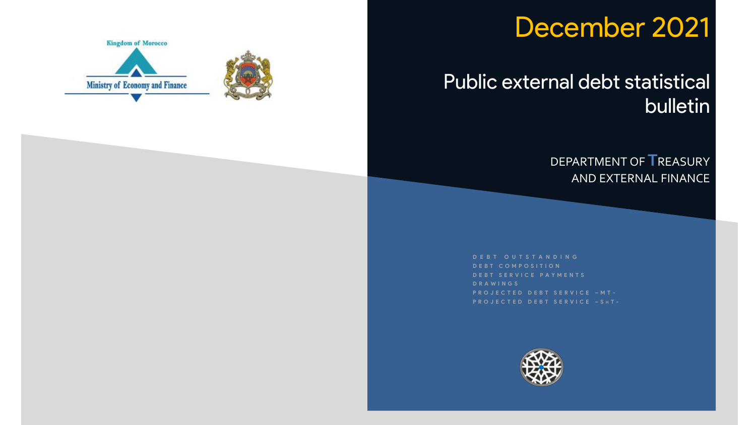Kingdom of Morocco

Ministry of Economy and Finance

# December 2021

# Public external debt statistical bulletin

DEPARTMENT OF TREASURY AND EXTERNAL FINANCE

- DEBT OUTSTANDING
- DEBT COMPOSITION
- DEBT SERVICE PAYMENTS
- DRAWINGS
- PROJECTED DEBT SERVICE –MT-
- PROJECTED DEBT SERVICE –SHT-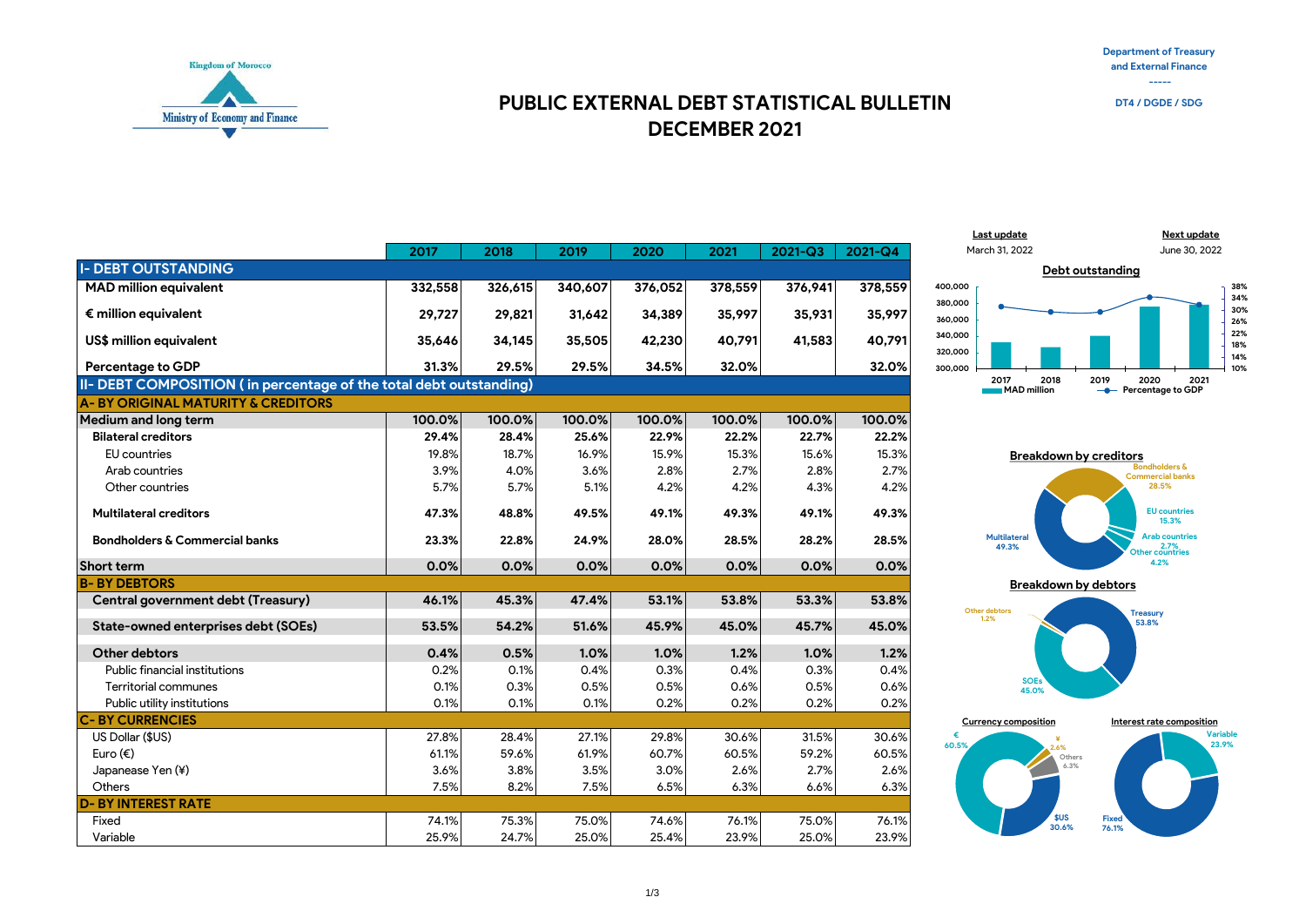Kingdom of Morocco

Ministry of Economy and Finance

Department of Treasury and External Finance

-----

DT4 / DGDE / SDG

# PUBLIC EXTERNAL DEBT STATISTICAL BULLETIN
# DECEMBER 2021

Last update: March 31, 2022

Next update: June 30, 2022

| | 2017 | 2018 | 2019 | 2020 | 2021 | 2021-Q3 | 2021-Q4 |
|---|---|---|---|---|---|---|---|
| **I- DEBT OUTSTANDING** | | | | | | | |
| **MAD million equivalent** | **332,558** | **326,615** | **340,607** | **376,052** | **378,559** | **376,941** | **378,559** |
| **€ million equivalent** | **29,727** | **29,821** | **31,642** | **34,389** | **35,997** | **35,931** | **35,997** |
| **US$ million equivalent** | **35,646** | **34,145** | **35,505** | **42,230** | **40,791** | **41,583** | **40,791** |
| **Percentage to GDP** | **31.3%** | **29.5%** | **29.5%** | **34.5%** | **32.0%** | | **32.0%** |
| **II- DEBT COMPOSITION ( in percentage of the total debt outstanding)** | | | | | | | |
| **A- BY ORIGINAL MATURITY & CREDITORS** | | | | | | | |
| **Medium and long term** | **100.0%** | **100.0%** | **100.0%** | **100.0%** | **100.0%** | **100.0%** | **100.0%** |
| **Bilateral creditors** | **29.4%** | **28.4%** | **25.6%** | **22.9%** | **22.2%** | **22.7%** | **22.2%** |
| EU countries | 19.8% | 18.7% | 16.9% | 15.9% | 15.3% | 15.6% | 15.3% |
| Arab countries | 3.9% | 4.0% | 3.6% | 2.8% | 2.7% | 2.8% | 2.7% |
| Other countries | 5.7% | 5.7% | 5.1% | 4.2% | 4.2% | 4.3% | 4.2% |
| **Multilateral creditors** | **47.3%** | **48.8%** | **49.5%** | **49.1%** | **49.3%** | **49.1%** | **49.3%** |
| **Bondholders & Commercial banks** | **23.3%** | **22.8%** | **24.9%** | **28.0%** | **28.5%** | **28.2%** | **28.5%** |
| **Short term** | **0.0%** | **0.0%** | **0.0%** | **0.0%** | **0.0%** | **0.0%** | **0.0%** |
| **B- BY DEBTORS** | | | | | | | |
| **Central government debt (Treasury)** | **46.1%** | **45.3%** | **47.4%** | **53.1%** | **53.8%** | **53.3%** | **53.8%** |
| **State-owned enterprises debt (SOEs)** | **53.5%** | **54.2%** | **51.6%** | **45.9%** | **45.0%** | **45.7%** | **45.0%** |
| **Other debtors** | **0.4%** | **0.5%** | **1.0%** | **1.0%** | **1.2%** | **1.0%** | **1.2%** |
| Public financial institutions | 0.2% | 0.1% | 0.4% | 0.3% | 0.4% | 0.3% | 0.4% |
| Territorial communes | 0.1% | 0.3% | 0.5% | 0.5% | 0.6% | 0.5% | 0.6% |
| Public utility institutions | 0.1% | 0.1% | 0.1% | 0.2% | 0.2% | 0.2% | 0.2% |
| **C- BY CURRENCIES** | | | | | | | |
| US Dollar ($US) | 27.8% | 28.4% | 27.1% | 29.8% | 30.6% | 31.5% | 30.6% |
| Euro (€) | 61.1% | 59.6% | 61.9% | 60.7% | 60.5% | 59.2% | 60.5% |
| Japanease Yen (¥) | 3.6% | 3.8% | 3.5% | 3.0% | 2.6% | 2.7% | 2.6% |
| Others | 7.5% | 8.2% | 7.5% | 6.5% | 6.3% | 6.6% | 6.3% |
| **D- BY INTEREST RATE** | | | | | | | |
| Fixed | 74.1% | 75.3% | 75.0% | 74.6% | 76.1% | 75.0% | 76.1% |
| Variable | 25.9% | 24.7% | 25.0% | 25.4% | 23.9% | 25.0% | 23.9% |

**Debt outstanding** (MAD million; Percentage to GDP)

**Breakdown by creditors**: Multilateral 49.3%; Bondholders & Commercial banks 28.5%; EU countries 15.3%; Arab countries 2.7%; Other countries 4.2%

**Breakdown by debtors**: Treasury 53.8%; SOEs 45.0%; Other debtors 1.2%

**Currency composition**: € 60.5%; $US 30.6%; ¥ 2.6%; Others 6.3%

**Interest rate composition**: Fixed 76.1%; Variable 23.9%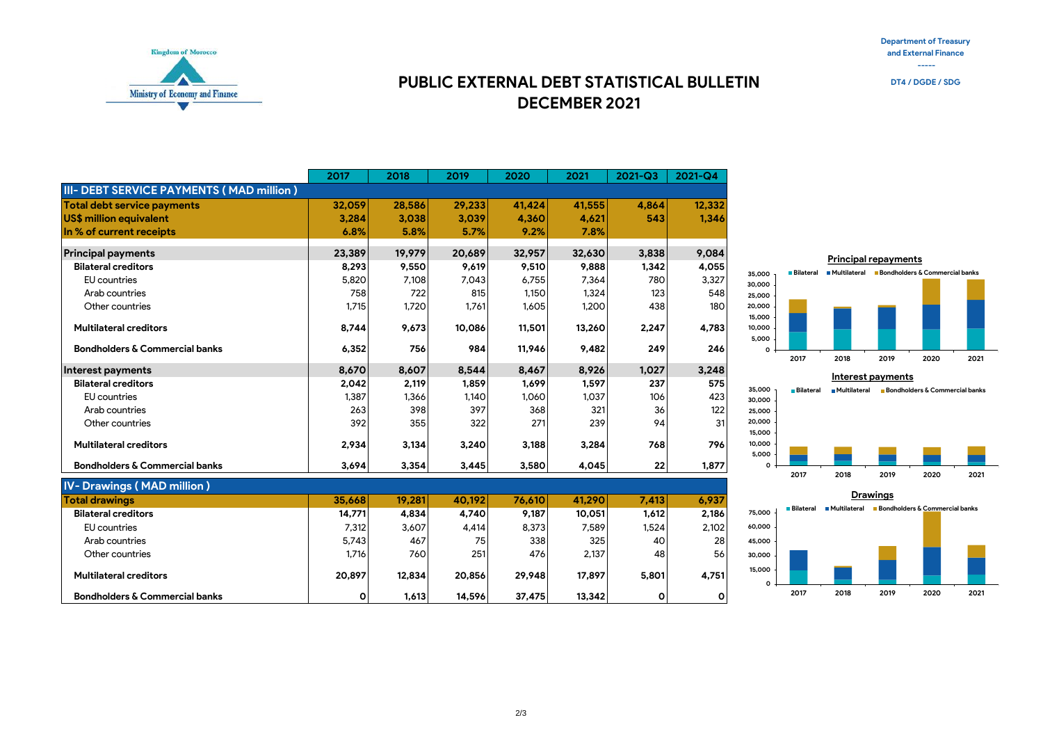Kingdom of Morocco

Ministry of Economy and Finance

Department of Treasury and External Finance

-----

DT4 / DGDE / SDG

# PUBLIC EXTERNAL DEBT STATISTICAL BULLETIN DECEMBER 2021

| | 2017 | 2018 | 2019 | 2020 | 2021 | 2021-Q3 | 2021-Q4 |
|---|---|---|---|---|---|---|---|
| **III- DEBT SERVICE PAYMENTS ( MAD million )** | | | | | | | |
| **Total debt service payments** | **32,059** | **28,586** | **29,233** | **41,424** | **41,555** | **4,864** | **12,332** |
| **US$ million equivalent** | **3,284** | **3,038** | **3,039** | **4,360** | **4,621** | **543** | **1,346** |
| **In % of current receipts** | **6.8%** | **5.8%** | **5.7%** | **9.2%** | **7.8%** | | |
| **Principal payments** | **23,389** | **19,979** | **20,689** | **32,957** | **32,630** | **3,838** | **9,084** |
| **Bilateral creditors** | **8,293** | **9,550** | **9,619** | **9,510** | **9,888** | **1,342** | **4,055** |
| EU countries | 5,820 | 7,108 | 7,043 | 6,755 | 7,364 | 780 | 3,327 |
| Arab countries | 758 | 722 | 815 | 1,150 | 1,324 | 123 | 548 |
| Other countries | 1,715 | 1,720 | 1,761 | 1,605 | 1,200 | 438 | 180 |
| **Multilateral creditors** | **8,744** | **9,673** | **10,086** | **11,501** | **13,260** | **2,247** | **4,783** |
| **Bondholders & Commercial banks** | **6,352** | **756** | **984** | **11,946** | **9,482** | **249** | **246** |
| **Interest payments** | **8,670** | **8,607** | **8,544** | **8,467** | **8,926** | **1,027** | **3,248** |
| **Bilateral creditors** | **2,042** | **2,119** | **1,859** | **1,699** | **1,597** | **237** | **575** |
| EU countries | 1,387 | 1,366 | 1,140 | 1,060 | 1,037 | 106 | 423 |
| Arab countries | 263 | 398 | 397 | 368 | 321 | 36 | 122 |
| Other countries | 392 | 355 | 322 | 271 | 239 | 94 | 31 |
| **Multilateral creditors** | **2,934** | **3,134** | **3,240** | **3,188** | **3,284** | **768** | **796** |
| **Bondholders & Commercial banks** | **3,694** | **3,354** | **3,445** | **3,580** | **4,045** | **22** | **1,877** |
| **IV- Drawings ( MAD million )** | | | | | | | |
| **Total drawings** | **35,668** | **19,281** | **40,192** | **76,610** | **41,290** | **7,413** | **6,937** |
| **Bilateral creditors** | **14,771** | **4,834** | **4,740** | **9,187** | **10,051** | **1,612** | **2,186** |
| EU countries | 7,312 | 3,607 | 4,414 | 8,373 | 7,589 | 1,524 | 2,102 |
| Arab countries | 5,743 | 467 | 75 | 338 | 325 | 40 | 28 |
| Other countries | 1,716 | 760 | 251 | 476 | 2,137 | 48 | 56 |
| **Multilateral creditors** | **20,897** | **12,834** | **20,856** | **29,948** | **17,897** | **5,801** | **4,751** |
| **Bondholders & Commercial banks** | **0** | **1,613** | **14,596** | **37,475** | **13,342** | **0** | **0** |

**Principal repayments**

**Interest payments**

**Drawings**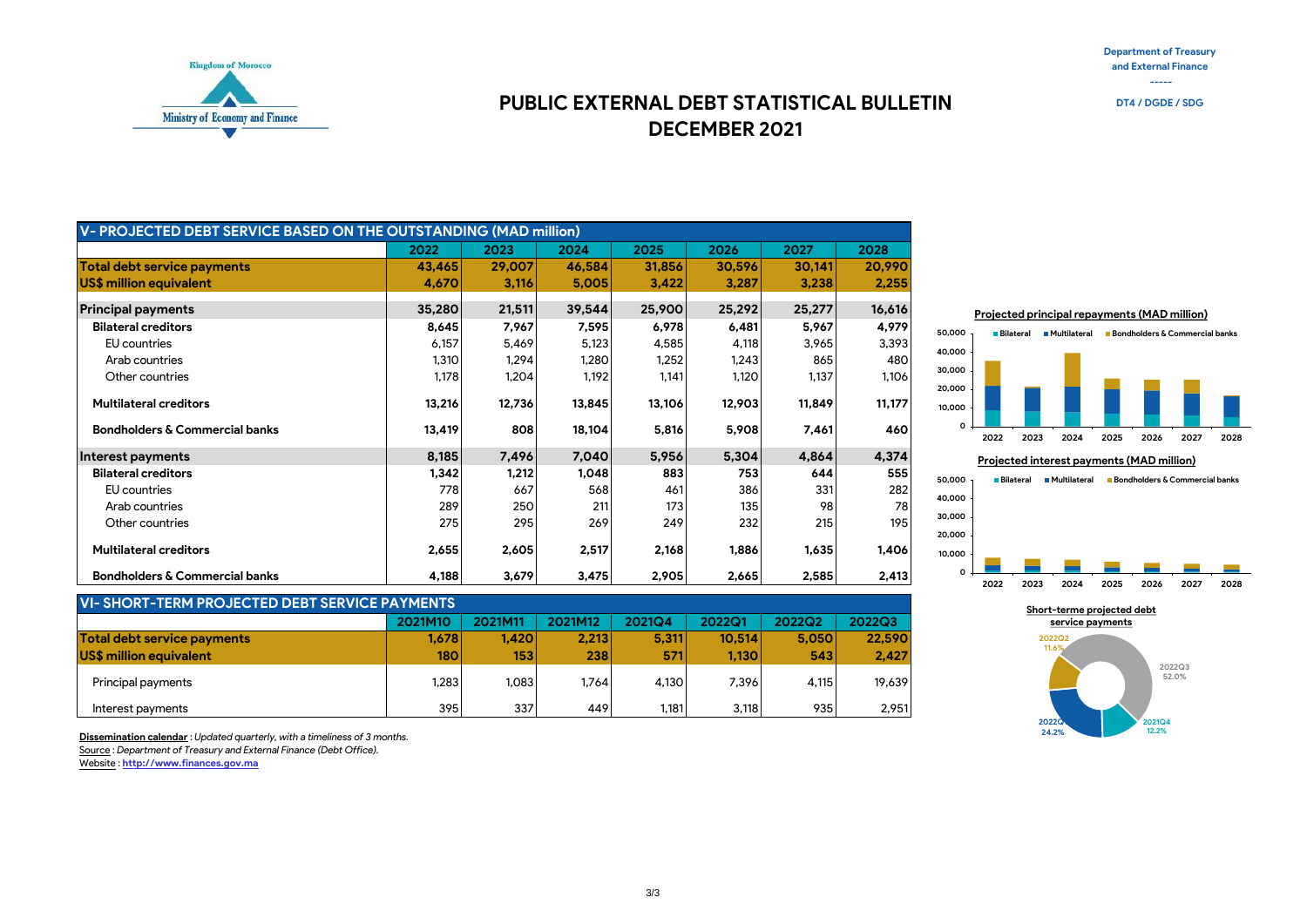Kingdom of Morocco

Ministry of Economy and Finance

Department of Treasury and External Finance

-----

DT4 / DGDE / SDG

# PUBLIC EXTERNAL DEBT STATISTICAL BULLETIN DECEMBER 2021

## V- PROJECTED DEBT SERVICE BASED ON THE OUTSTANDING (MAD million)

| | 2022 | 2023 | 2024 | 2025 | 2026 | 2027 | 2028 |
|---|---|---|---|---|---|---|---|
| **Total debt service payments** | **43,465** | **29,007** | **46,584** | **31,856** | **30,596** | **30,141** | **20,990** |
| **US$ million equivalent** | **4,670** | **3,116** | **5,005** | **3,422** | **3,287** | **3,238** | **2,255** |
| **Principal payments** | **35,280** | **21,511** | **39,544** | **25,900** | **25,292** | **25,277** | **16,616** |
| **Bilateral creditors** | **8,645** | **7,967** | **7,595** | **6,978** | **6,481** | **5,967** | **4,979** |
| EU countries | 6,157 | 5,469 | 5,123 | 4,585 | 4,118 | 3,965 | 3,393 |
| Arab countries | 1,310 | 1,294 | 1,280 | 1,252 | 1,243 | 865 | 480 |
| Other countries | 1,178 | 1,204 | 1,192 | 1,141 | 1,120 | 1,137 | 1,106 |
| **Multilateral creditors** | **13,216** | **12,736** | **13,845** | **13,106** | **12,903** | **11,849** | **11,177** |
| **Bondholders & Commercial banks** | **13,419** | **808** | **18,104** | **5,816** | **5,908** | **7,461** | **460** |
| **Interest payments** | **8,185** | **7,496** | **7,040** | **5,956** | **5,304** | **4,864** | **4,374** |
| **Bilateral creditors** | **1,342** | **1,212** | **1,048** | **883** | **753** | **644** | **555** |
| EU countries | 778 | 667 | 568 | 461 | 386 | 331 | 282 |
| Arab countries | 289 | 250 | 211 | 173 | 135 | 98 | 78 |
| Other countries | 275 | 295 | 269 | 249 | 232 | 215 | 195 |
| **Multilateral creditors** | **2,655** | **2,605** | **2,517** | **2,168** | **1,886** | **1,635** | **1,406** |
| **Bondholders & Commercial banks** | **4,188** | **3,679** | **3,475** | **2,905** | **2,665** | **2,585** | **2,413** |

Projected principal repayments (MAD million)

Bilateral, Multilateral, Bondholders & Commercial banks

50,000, 40,000, 30,000, 20,000, 10,000, 0

2022, 2023, 2024, 2025, 2026, 2027, 2028

Projected interest payments (MAD million)

Bilateral, Multilateral, Bondholders & Commercial banks

50,000, 40,000, 30,000, 20,000, 10,000, 0

2022, 2023, 2024, 2025, 2026, 2027, 2028

## VI- SHORT-TERM PROJECTED DEBT SERVICE PAYMENTS

| | 2021M10 | 2021M11 | 2021M12 | 2021Q4 | 2022Q1 | 2022Q2 | 2022Q3 |
|---|---|---|---|---|---|---|---|
| **Total debt service payments** | **1,678** | **1,420** | **2,213** | **5,311** | **10,514** | **5,050** | **22,590** |
| **US$ million equivalent** | **180** | **153** | **238** | **571** | **1,130** | **543** | **2,427** |
| Principal payments | 1,283 | 1,083 | 1,764 | 4,130 | 7,396 | 4,115 | 19,639 |
| Interest payments | 395 | 337 | 449 | 1,181 | 3,118 | 935 | 2,951 |

Short-term projected debt service payments

2022Q2 11.6%

2022Q3 52.0%

2021Q4 12.2%

2022Q1 24.2%

**Dissemination calendar** : *Updated quarterly, with a timeliness of 3 months.*

Source : *Department of Treasury and External Finance (Debt Office).*

Website : **http://www.finances.gov.ma**